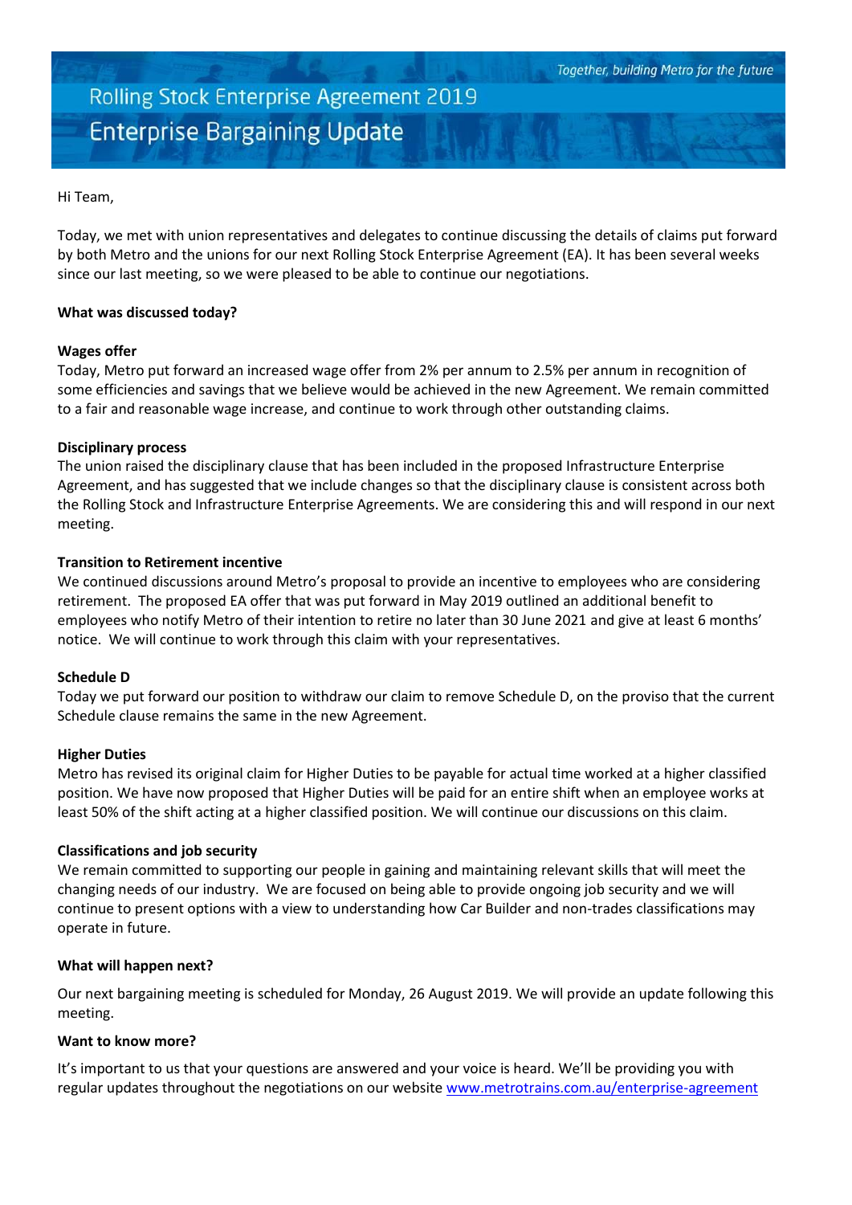*Together, building Metro for the future*

# Rolling Stock Enterprise Agreement 2019

## Enterprise Bargaining Update

Hi Team,

Today, we met with union representatives and delegates to continue discussing the details of claims put forward by both Metro and the unions for our next Rolling Stock Enterprise Agreement (EA). It has been several weeks since our last meeting, so we were pleased to be able to continue our negotiations.

**What was discussed today?**

**Wages offer**
Today, Metro put forward an increased wage offer from 2% per annum to 2.5% per annum in recognition of some efficiencies and savings that we believe would be achieved in the new Agreement. We remain committed to a fair and reasonable wage increase, and continue to work through other outstanding claims.

**Disciplinary process**
The union raised the disciplinary clause that has been included in the proposed Infrastructure Enterprise Agreement, and has suggested that we include changes so that the disciplinary clause is consistent across both the Rolling Stock and Infrastructure Enterprise Agreements. We are considering this and will respond in our next meeting.

**Transition to Retirement incentive**
We continued discussions around Metro's proposal to provide an incentive to employees who are considering retirement. The proposed EA offer that was put forward in May 2019 outlined an additional benefit to employees who notify Metro of their intention to retire no later than 30 June 2021 and give at least 6 months' notice. We will continue to work through this claim with your representatives.

**Schedule D**
Today we put forward our position to withdraw our claim to remove Schedule D, on the proviso that the current Schedule clause remains the same in the new Agreement.

**Higher Duties**
Metro has revised its original claim for Higher Duties to be payable for actual time worked at a higher classified position. We have now proposed that Higher Duties will be paid for an entire shift when an employee works at least 50% of the shift acting at a higher classified position. We will continue our discussions on this claim.

**Classifications and job security**
We remain committed to supporting our people in gaining and maintaining relevant skills that will meet the changing needs of our industry. We are focused on being able to provide ongoing job security and we will continue to present options with a view to understanding how Car Builder and non-trades classifications may operate in future.

**What will happen next?**

Our next bargaining meeting is scheduled for Monday, 26 August 2019. We will provide an update following this meeting.

**Want to know more?**

It's important to us that your questions are answered and your voice is heard. We'll be providing you with regular updates throughout the negotiations on our website [www.metrotrains.com.au/enterprise-agreement](www.metrotrains.com.au/enterprise-agreement)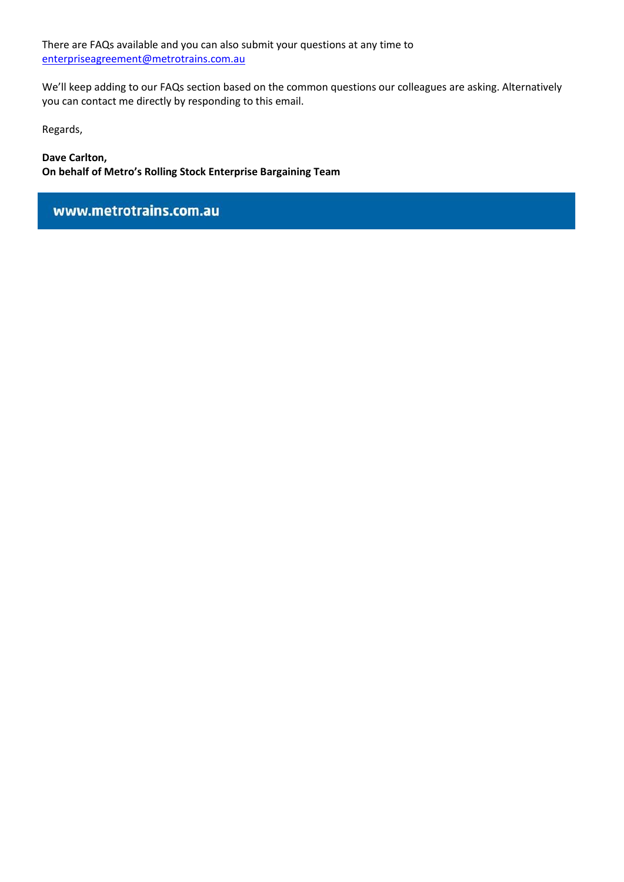There are FAQs available and you can also submit your questions at any time to enterpriseagreement@metrotrains.com.au

We'll keep adding to our FAQs section based on the common questions our colleagues are asking. Alternatively you can contact me directly by responding to this email.

Regards,

**Dave Carlton,**
**On behalf of Metro's Rolling Stock Enterprise Bargaining Team**

www.metrotrains.com.au